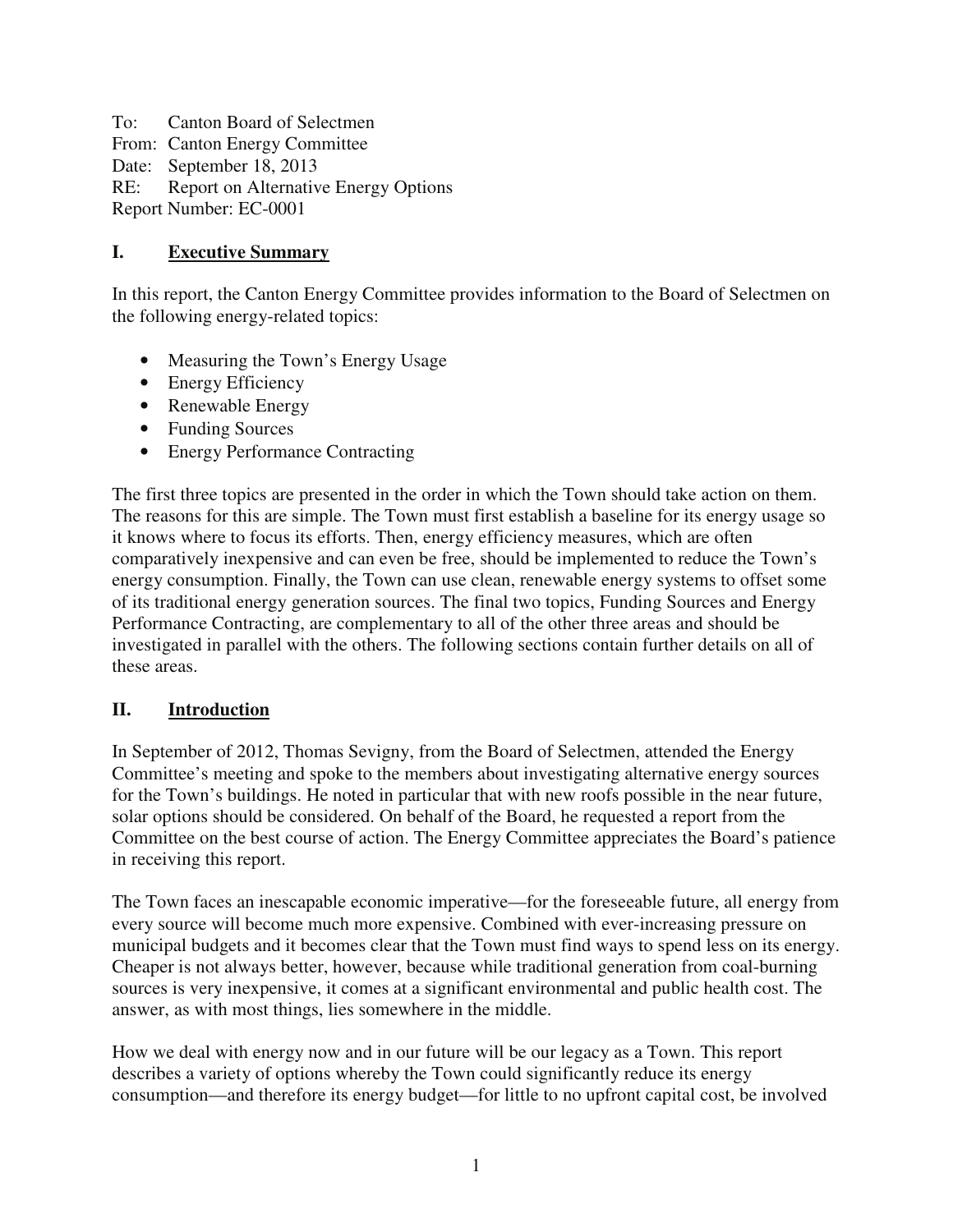To: Canton Board of Selectmen
From: Canton Energy Committee
Date: September 18, 2013
RE: Report on Alternative Energy Options
Report Number: EC-0001

## I. Executive Summary

In this report, the Canton Energy Committee provides information to the Board of Selectmen on the following energy-related topics:

- Measuring the Town's Energy Usage
- Energy Efficiency
- Renewable Energy
- Funding Sources
- Energy Performance Contracting

The first three topics are presented in the order in which the Town should take action on them. The reasons for this are simple. The Town must first establish a baseline for its energy usage so it knows where to focus its efforts. Then, energy efficiency measures, which are often comparatively inexpensive and can even be free, should be implemented to reduce the Town's energy consumption. Finally, the Town can use clean, renewable energy systems to offset some of its traditional energy generation sources. The final two topics, Funding Sources and Energy Performance Contracting, are complementary to all of the other three areas and should be investigated in parallel with the others. The following sections contain further details on all of these areas.

## II. Introduction

In September of 2012, Thomas Sevigny, from the Board of Selectmen, attended the Energy Committee's meeting and spoke to the members about investigating alternative energy sources for the Town's buildings. He noted in particular that with new roofs possible in the near future, solar options should be considered. On behalf of the Board, he requested a report from the Committee on the best course of action. The Energy Committee appreciates the Board's patience in receiving this report.

The Town faces an inescapable economic imperative—for the foreseeable future, all energy from every source will become much more expensive. Combined with ever-increasing pressure on municipal budgets and it becomes clear that the Town must find ways to spend less on its energy. Cheaper is not always better, however, because while traditional generation from coal-burning sources is very inexpensive, it comes at a significant environmental and public health cost. The answer, as with most things, lies somewhere in the middle.

How we deal with energy now and in our future will be our legacy as a Town. This report describes a variety of options whereby the Town could significantly reduce its energy consumption—and therefore its energy budget—for little to no upfront capital cost, be involved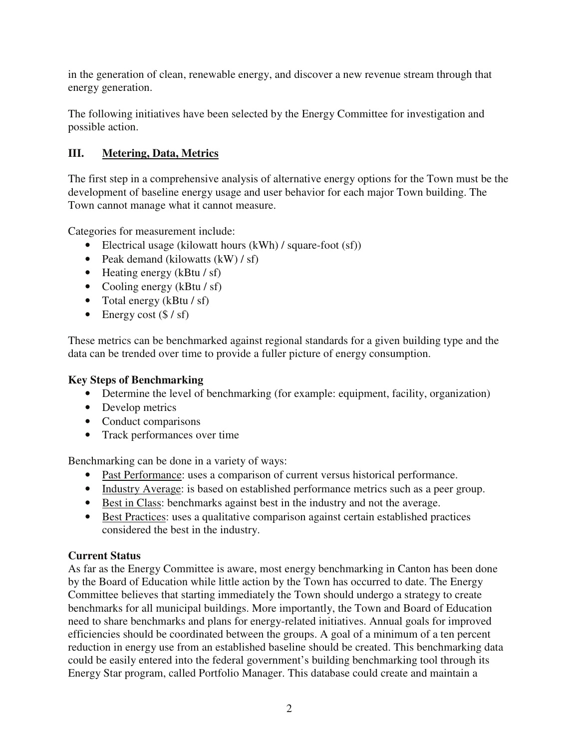in the generation of clean, renewable energy, and discover a new revenue stream through that energy generation.

The following initiatives have been selected by the Energy Committee for investigation and possible action.

## III. <u>Metering, Data, Metrics</u>

The first step in a comprehensive analysis of alternative energy options for the Town must be the development of baseline energy usage and user behavior for each major Town building. The Town cannot manage what it cannot measure.

Categories for measurement include:

- Electrical usage (kilowatt hours (kWh) / square-foot (sf))
- Peak demand (kilowatts (kW) / sf)
- Heating energy (kBtu / sf)
- Cooling energy (kBtu / sf)
- Total energy (kBtu / sf)
- Energy cost ($ / sf)

These metrics can be benchmarked against regional standards for a given building type and the data can be trended over time to provide a fuller picture of energy consumption.

### Key Steps of Benchmarking

- Determine the level of benchmarking (for example: equipment, facility, organization)
- Develop metrics
- Conduct comparisons
- Track performances over time

Benchmarking can be done in a variety of ways:

- <u>Past Performance</u>: uses a comparison of current versus historical performance.
- <u>Industry Average</u>: is based on established performance metrics such as a peer group.
- <u>Best in Class</u>: benchmarks against best in the industry and not the average.
- <u>Best Practices</u>: uses a qualitative comparison against certain established practices considered the best in the industry.

### Current Status

As far as the Energy Committee is aware, most energy benchmarking in Canton has been done by the Board of Education while little action by the Town has occurred to date. The Energy Committee believes that starting immediately the Town should undergo a strategy to create benchmarks for all municipal buildings. More importantly, the Town and Board of Education need to share benchmarks and plans for energy-related initiatives. Annual goals for improved efficiencies should be coordinated between the groups. A goal of a minimum of a ten percent reduction in energy use from an established baseline should be created. This benchmarking data could be easily entered into the federal government's building benchmarking tool through its Energy Star program, called Portfolio Manager. This database could create and maintain a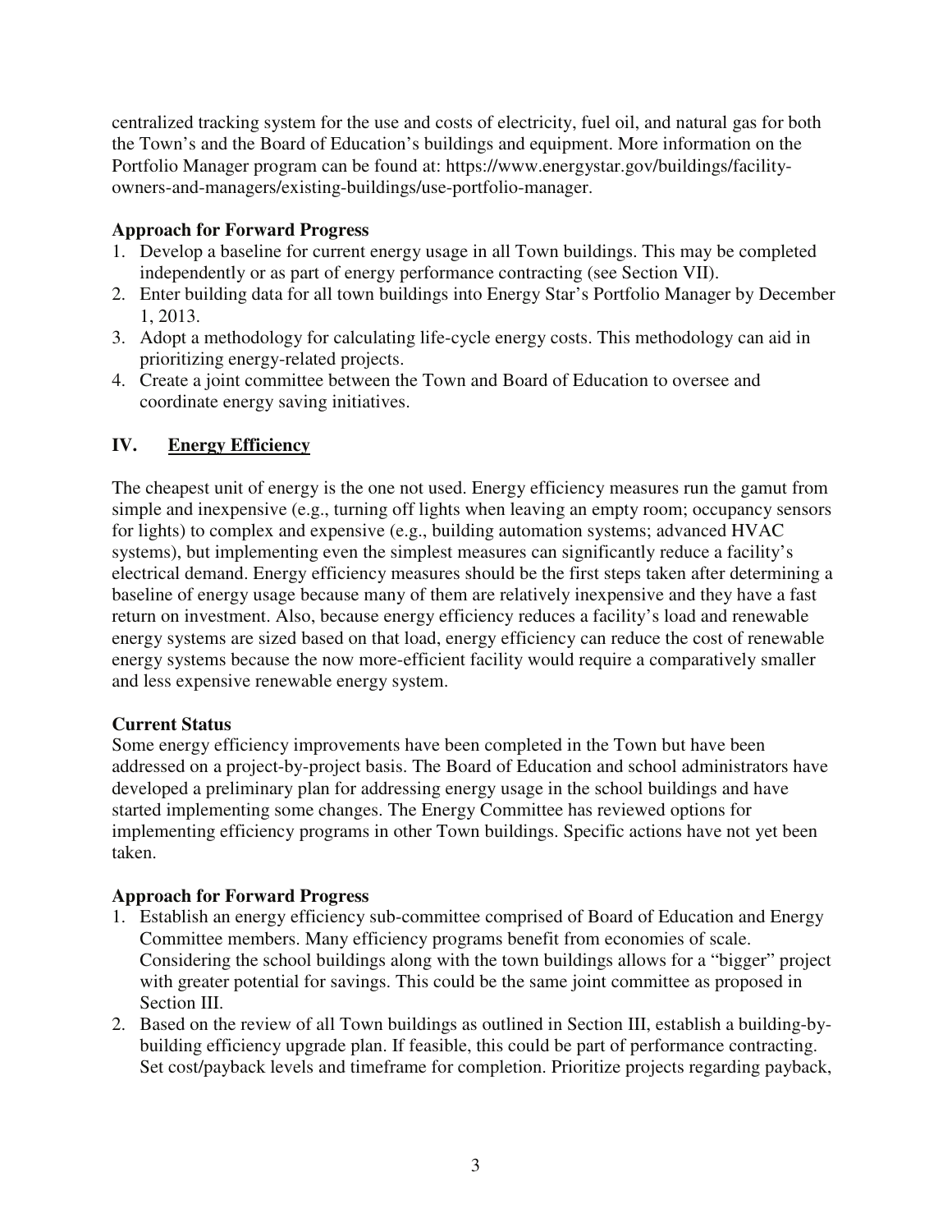centralized tracking system for the use and costs of electricity, fuel oil, and natural gas for both the Town's and the Board of Education's buildings and equipment. More information on the Portfolio Manager program can be found at: https://www.energystar.gov/buildings/facility-owners-and-managers/existing-buildings/use-portfolio-manager.

**Approach for Forward Progress**

1. Develop a baseline for current energy usage in all Town buildings. This may be completed independently or as part of energy performance contracting (see Section VII).
2. Enter building data for all town buildings into Energy Star's Portfolio Manager by December 1, 2013.
3. Adopt a methodology for calculating life-cycle energy costs. This methodology can aid in prioritizing energy-related projects.
4. Create a joint committee between the Town and Board of Education to oversee and coordinate energy saving initiatives.

## IV. Energy Efficiency

The cheapest unit of energy is the one not used. Energy efficiency measures run the gamut from simple and inexpensive (e.g., turning off lights when leaving an empty room; occupancy sensors for lights) to complex and expensive (e.g., building automation systems; advanced HVAC systems), but implementing even the simplest measures can significantly reduce a facility's electrical demand. Energy efficiency measures should be the first steps taken after determining a baseline of energy usage because many of them are relatively inexpensive and they have a fast return on investment. Also, because energy efficiency reduces a facility's load and renewable energy systems are sized based on that load, energy efficiency can reduce the cost of renewable energy systems because the now more-efficient facility would require a comparatively smaller and less expensive renewable energy system.

**Current Status**

Some energy efficiency improvements have been completed in the Town but have been addressed on a project-by-project basis. The Board of Education and school administrators have developed a preliminary plan for addressing energy usage in the school buildings and have started implementing some changes. The Energy Committee has reviewed options for implementing efficiency programs in other Town buildings. Specific actions have not yet been taken.

**Approach for Forward Progress**

1. Establish an energy efficiency sub-committee comprised of Board of Education and Energy Committee members. Many efficiency programs benefit from economies of scale. Considering the school buildings along with the town buildings allows for a "bigger" project with greater potential for savings. This could be the same joint committee as proposed in Section III.
2. Based on the review of all Town buildings as outlined in Section III, establish a building-by-building efficiency upgrade plan. If feasible, this could be part of performance contracting. Set cost/payback levels and timeframe for completion. Prioritize projects regarding payback,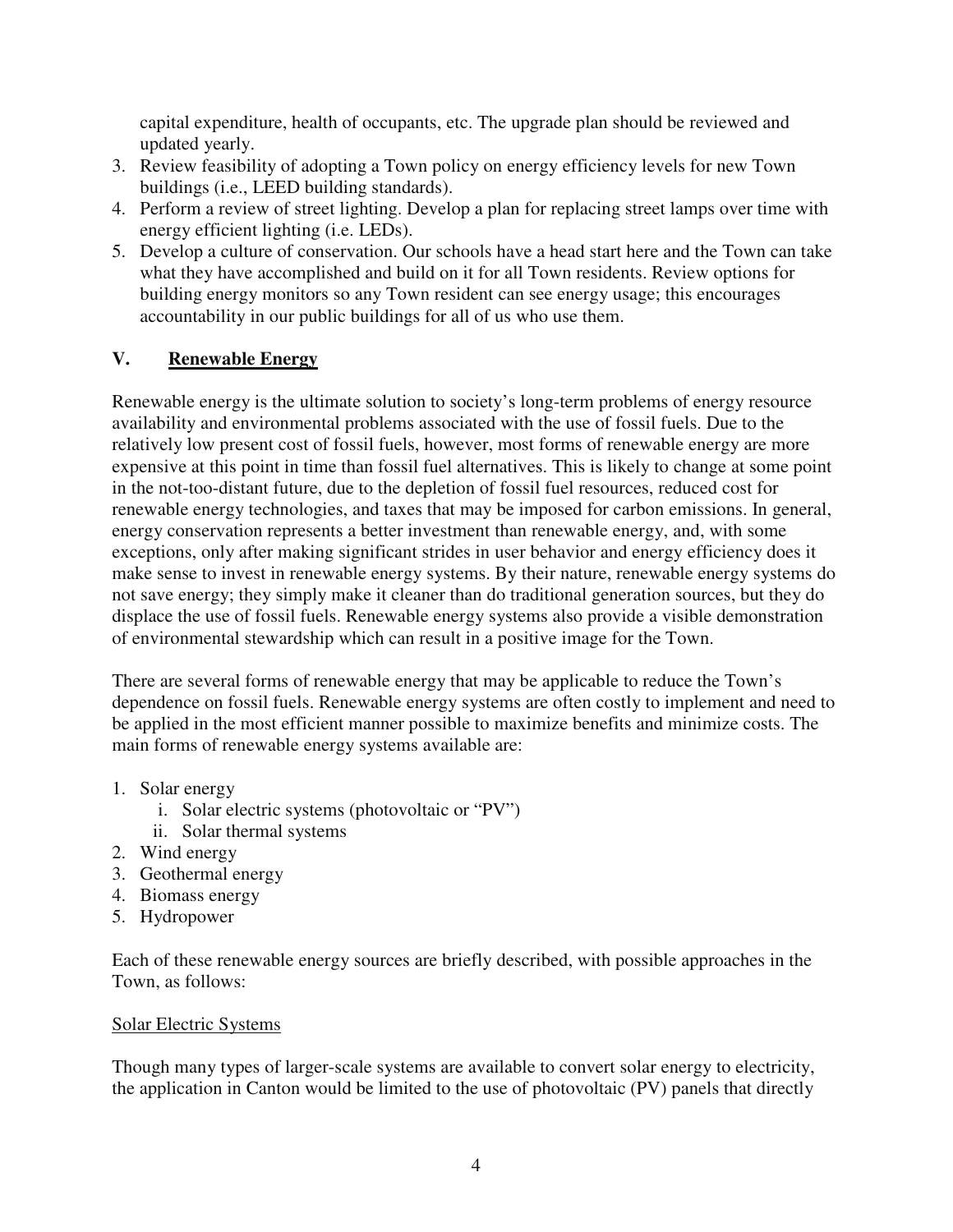capital expenditure, health of occupants, etc. The upgrade plan should be reviewed and updated yearly.

3. Review feasibility of adopting a Town policy on energy efficiency levels for new Town buildings (i.e., LEED building standards).
4. Perform a review of street lighting. Develop a plan for replacing street lamps over time with energy efficient lighting (i.e. LEDs).
5. Develop a culture of conservation. Our schools have a head start here and the Town can take what they have accomplished and build on it for all Town residents. Review options for building energy monitors so any Town resident can see energy usage; this encourages accountability in our public buildings for all of us who use them.

## V. <u>Renewable Energy</u>

Renewable energy is the ultimate solution to society's long-term problems of energy resource availability and environmental problems associated with the use of fossil fuels. Due to the relatively low present cost of fossil fuels, however, most forms of renewable energy are more expensive at this point in time than fossil fuel alternatives. This is likely to change at some point in the not-too-distant future, due to the depletion of fossil fuel resources, reduced cost for renewable energy technologies, and taxes that may be imposed for carbon emissions. In general, energy conservation represents a better investment than renewable energy, and, with some exceptions, only after making significant strides in user behavior and energy efficiency does it make sense to invest in renewable energy systems. By their nature, renewable energy systems do not save energy; they simply make it cleaner than do traditional generation sources, but they do displace the use of fossil fuels. Renewable energy systems also provide a visible demonstration of environmental stewardship which can result in a positive image for the Town.

There are several forms of renewable energy that may be applicable to reduce the Town's dependence on fossil fuels. Renewable energy systems are often costly to implement and need to be applied in the most efficient manner possible to maximize benefits and minimize costs. The main forms of renewable energy systems available are:

1. Solar energy
   i. Solar electric systems (photovoltaic or "PV")
   ii. Solar thermal systems
2. Wind energy
3. Geothermal energy
4. Biomass energy
5. Hydropower

Each of these renewable energy sources are briefly described, with possible approaches in the Town, as follows:

<u>Solar Electric Systems</u>

Though many types of larger-scale systems are available to convert solar energy to electricity, the application in Canton would be limited to the use of photovoltaic (PV) panels that directly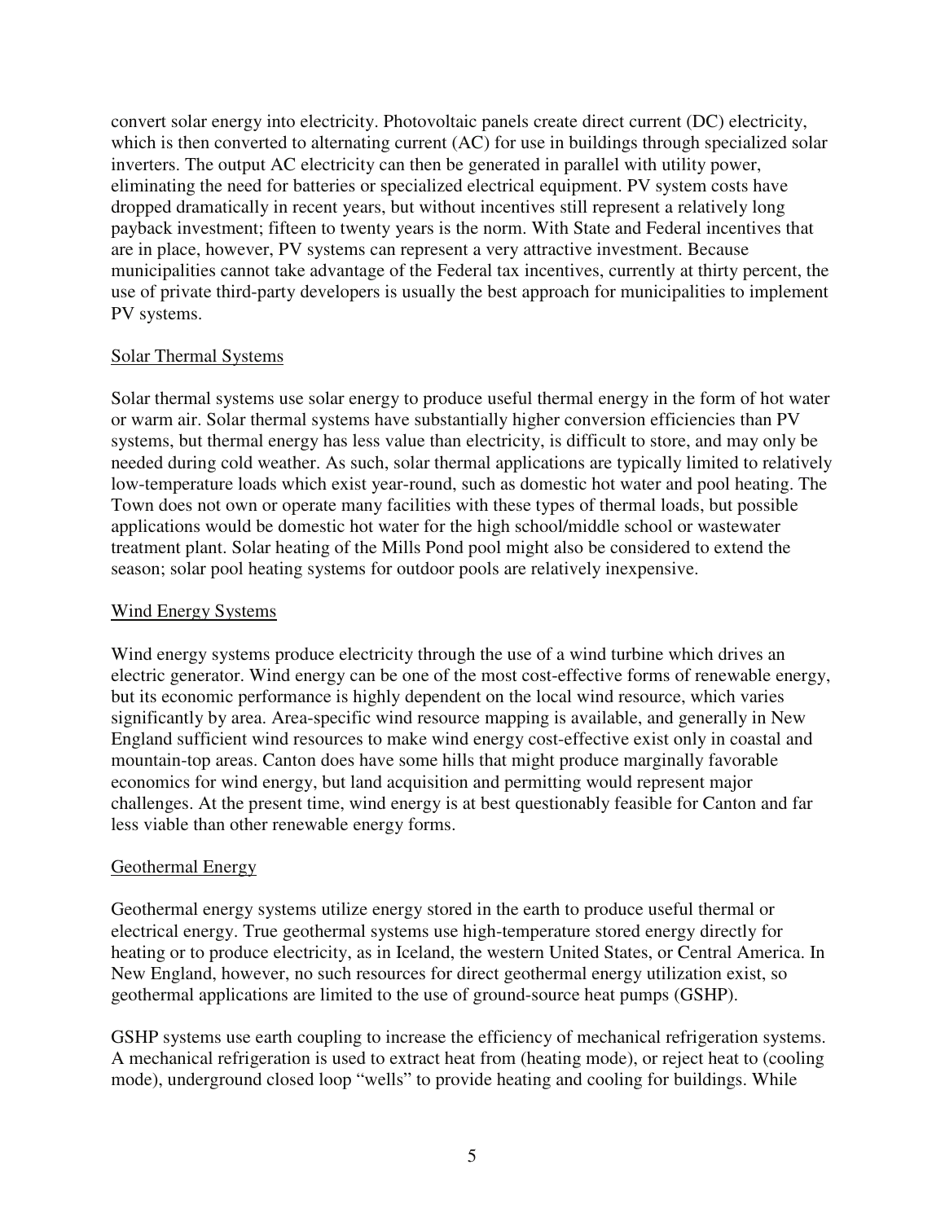convert solar energy into electricity. Photovoltaic panels create direct current (DC) electricity, which is then converted to alternating current (AC) for use in buildings through specialized solar inverters. The output AC electricity can then be generated in parallel with utility power, eliminating the need for batteries or specialized electrical equipment. PV system costs have dropped dramatically in recent years, but without incentives still represent a relatively long payback investment; fifteen to twenty years is the norm. With State and Federal incentives that are in place, however, PV systems can represent a very attractive investment. Because municipalities cannot take advantage of the Federal tax incentives, currently at thirty percent, the use of private third-party developers is usually the best approach for municipalities to implement PV systems.

### Solar Thermal Systems

Solar thermal systems use solar energy to produce useful thermal energy in the form of hot water or warm air. Solar thermal systems have substantially higher conversion efficiencies than PV systems, but thermal energy has less value than electricity, is difficult to store, and may only be needed during cold weather. As such, solar thermal applications are typically limited to relatively low-temperature loads which exist year-round, such as domestic hot water and pool heating. The Town does not own or operate many facilities with these types of thermal loads, but possible applications would be domestic hot water for the high school/middle school or wastewater treatment plant. Solar heating of the Mills Pond pool might also be considered to extend the season; solar pool heating systems for outdoor pools are relatively inexpensive.

### Wind Energy Systems

Wind energy systems produce electricity through the use of a wind turbine which drives an electric generator. Wind energy can be one of the most cost-effective forms of renewable energy, but its economic performance is highly dependent on the local wind resource, which varies significantly by area. Area-specific wind resource mapping is available, and generally in New England sufficient wind resources to make wind energy cost-effective exist only in coastal and mountain-top areas. Canton does have some hills that might produce marginally favorable economics for wind energy, but land acquisition and permitting would represent major challenges. At the present time, wind energy is at best questionably feasible for Canton and far less viable than other renewable energy forms.

### Geothermal Energy

Geothermal energy systems utilize energy stored in the earth to produce useful thermal or electrical energy. True geothermal systems use high-temperature stored energy directly for heating or to produce electricity, as in Iceland, the western United States, or Central America. In New England, however, no such resources for direct geothermal energy utilization exist, so geothermal applications are limited to the use of ground-source heat pumps (GSHP).

GSHP systems use earth coupling to increase the efficiency of mechanical refrigeration systems. A mechanical refrigeration is used to extract heat from (heating mode), or reject heat to (cooling mode), underground closed loop "wells" to provide heating and cooling for buildings. While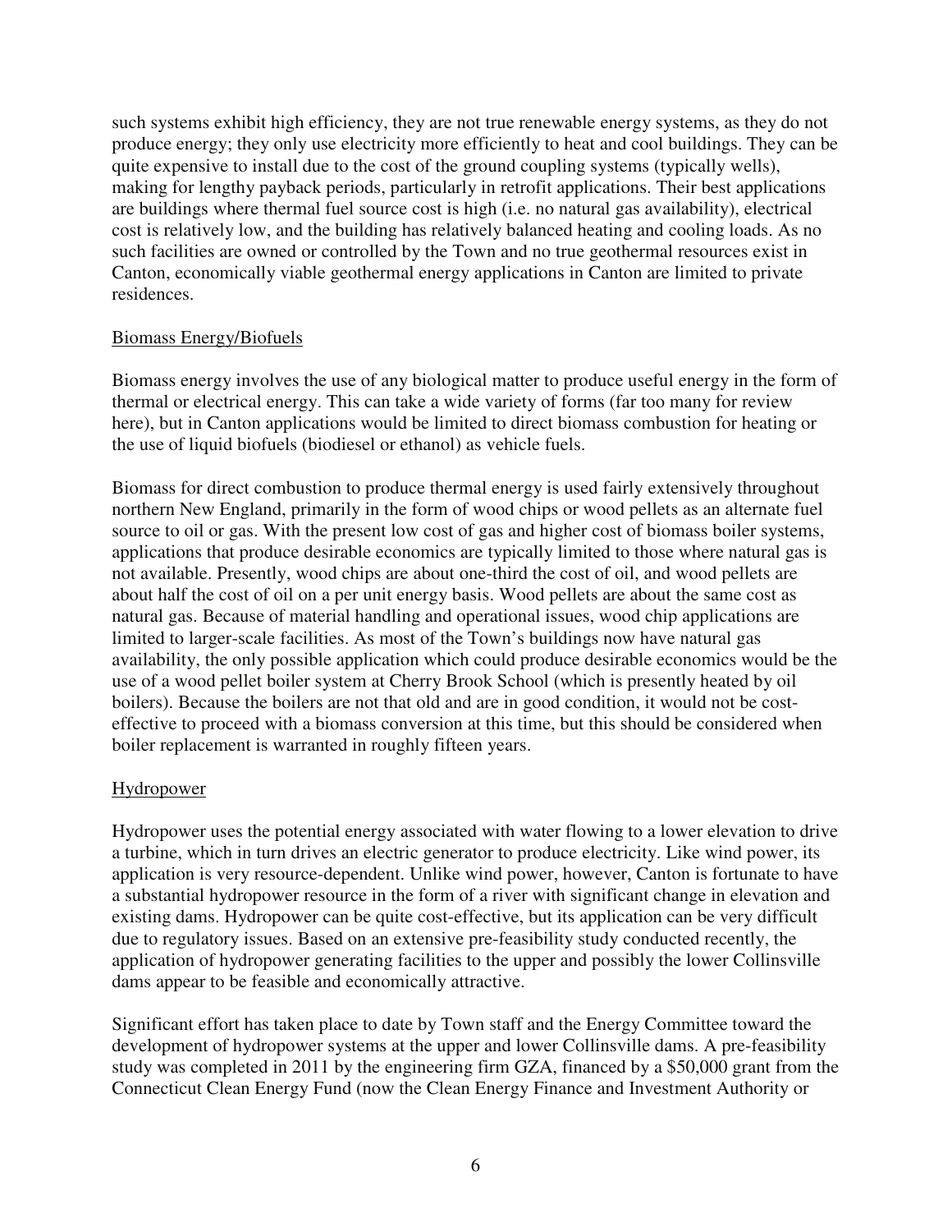such systems exhibit high efficiency, they are not true renewable energy systems, as they do not produce energy; they only use electricity more efficiently to heat and cool buildings. They can be quite expensive to install due to the cost of the ground coupling systems (typically wells), making for lengthy payback periods, particularly in retrofit applications. Their best applications are buildings where thermal fuel source cost is high (i.e. no natural gas availability), electrical cost is relatively low, and the building has relatively balanced heating and cooling loads. As no such facilities are owned or controlled by the Town and no true geothermal resources exist in Canton, economically viable geothermal energy applications in Canton are limited to private residences.

## Biomass Energy/Biofuels

Biomass energy involves the use of any biological matter to produce useful energy in the form of thermal or electrical energy. This can take a wide variety of forms (far too many for review here), but in Canton applications would be limited to direct biomass combustion for heating or the use of liquid biofuels (biodiesel or ethanol) as vehicle fuels.

Biomass for direct combustion to produce thermal energy is used fairly extensively throughout northern New England, primarily in the form of wood chips or wood pellets as an alternate fuel source to oil or gas. With the present low cost of gas and higher cost of biomass boiler systems, applications that produce desirable economics are typically limited to those where natural gas is not available. Presently, wood chips are about one-third the cost of oil, and wood pellets are about half the cost of oil on a per unit energy basis. Wood pellets are about the same cost as natural gas. Because of material handling and operational issues, wood chip applications are limited to larger-scale facilities. As most of the Town's buildings now have natural gas availability, the only possible application which could produce desirable economics would be the use of a wood pellet boiler system at Cherry Brook School (which is presently heated by oil boilers). Because the boilers are not that old and are in good condition, it would not be cost-effective to proceed with a biomass conversion at this time, but this should be considered when boiler replacement is warranted in roughly fifteen years.

## Hydropower

Hydropower uses the potential energy associated with water flowing to a lower elevation to drive a turbine, which in turn drives an electric generator to produce electricity. Like wind power, its application is very resource-dependent. Unlike wind power, however, Canton is fortunate to have a substantial hydropower resource in the form of a river with significant change in elevation and existing dams. Hydropower can be quite cost-effective, but its application can be very difficult due to regulatory issues. Based on an extensive pre-feasibility study conducted recently, the application of hydropower generating facilities to the upper and possibly the lower Collinsville dams appear to be feasible and economically attractive.

Significant effort has taken place to date by Town staff and the Energy Committee toward the development of hydropower systems at the upper and lower Collinsville dams. A pre-feasibility study was completed in 2011 by the engineering firm GZA, financed by a $50,000 grant from the Connecticut Clean Energy Fund (now the Clean Energy Finance and Investment Authority or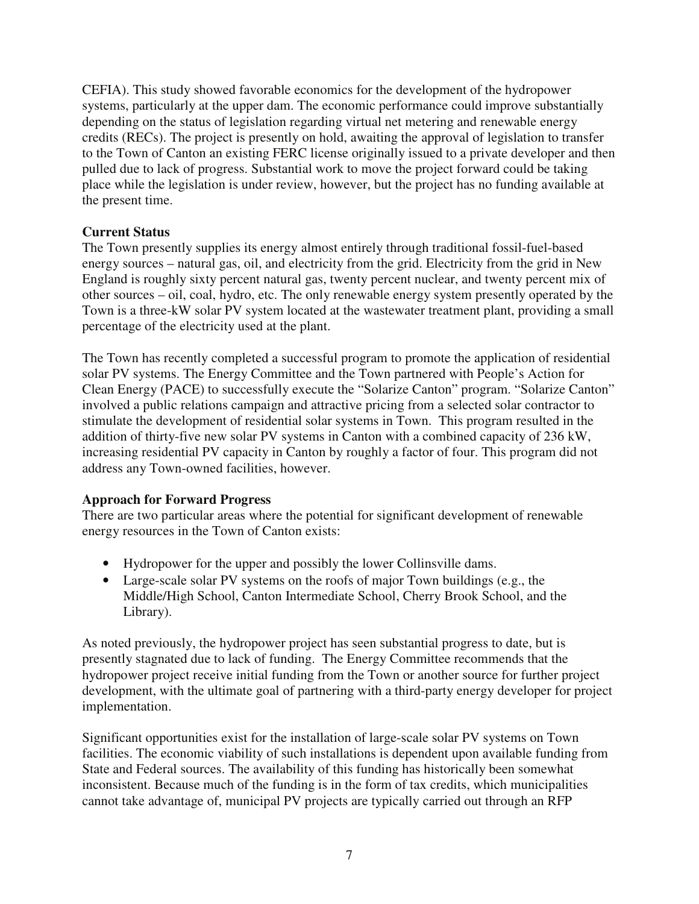CEFIA). This study showed favorable economics for the development of the hydropower systems, particularly at the upper dam. The economic performance could improve substantially depending on the status of legislation regarding virtual net metering and renewable energy credits (RECs). The project is presently on hold, awaiting the approval of legislation to transfer to the Town of Canton an existing FERC license originally issued to a private developer and then pulled due to lack of progress. Substantial work to move the project forward could be taking place while the legislation is under review, however, but the project has no funding available at the present time.

**Current Status**

The Town presently supplies its energy almost entirely through traditional fossil-fuel-based energy sources – natural gas, oil, and electricity from the grid. Electricity from the grid in New England is roughly sixty percent natural gas, twenty percent nuclear, and twenty percent mix of other sources – oil, coal, hydro, etc. The only renewable energy system presently operated by the Town is a three-kW solar PV system located at the wastewater treatment plant, providing a small percentage of the electricity used at the plant.

The Town has recently completed a successful program to promote the application of residential solar PV systems. The Energy Committee and the Town partnered with People's Action for Clean Energy (PACE) to successfully execute the "Solarize Canton" program. "Solarize Canton" involved a public relations campaign and attractive pricing from a selected solar contractor to stimulate the development of residential solar systems in Town. This program resulted in the addition of thirty-five new solar PV systems in Canton with a combined capacity of 236 kW, increasing residential PV capacity in Canton by roughly a factor of four. This program did not address any Town-owned facilities, however.

**Approach for Forward Progress**

There are two particular areas where the potential for significant development of renewable energy resources in the Town of Canton exists:

- Hydropower for the upper and possibly the lower Collinsville dams.
- Large-scale solar PV systems on the roofs of major Town buildings (e.g., the Middle/High School, Canton Intermediate School, Cherry Brook School, and the Library).

As noted previously, the hydropower project has seen substantial progress to date, but is presently stagnated due to lack of funding. The Energy Committee recommends that the hydropower project receive initial funding from the Town or another source for further project development, with the ultimate goal of partnering with a third-party energy developer for project implementation.

Significant opportunities exist for the installation of large-scale solar PV systems on Town facilities. The economic viability of such installations is dependent upon available funding from State and Federal sources. The availability of this funding has historically been somewhat inconsistent. Because much of the funding is in the form of tax credits, which municipalities cannot take advantage of, municipal PV projects are typically carried out through an RFP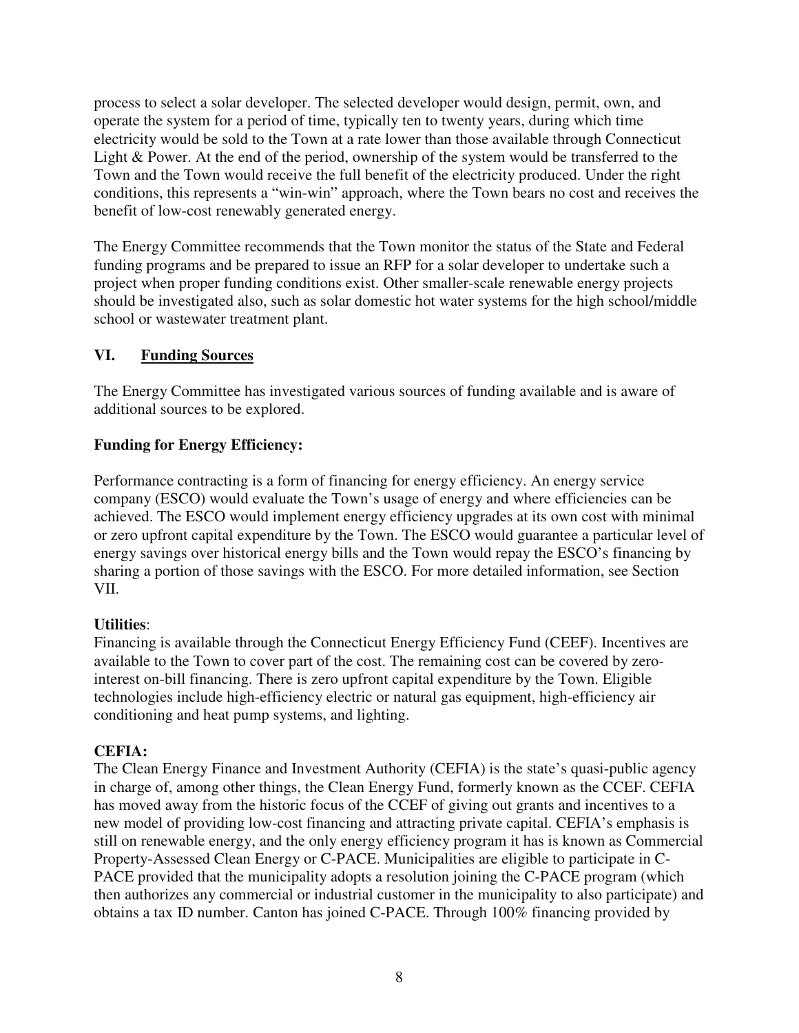process to select a solar developer. The selected developer would design, permit, own, and operate the system for a period of time, typically ten to twenty years, during which time electricity would be sold to the Town at a rate lower than those available through Connecticut Light & Power. At the end of the period, ownership of the system would be transferred to the Town and the Town would receive the full benefit of the electricity produced. Under the right conditions, this represents a "win-win" approach, where the Town bears no cost and receives the benefit of low-cost renewably generated energy.

The Energy Committee recommends that the Town monitor the status of the State and Federal funding programs and be prepared to issue an RFP for a solar developer to undertake such a project when proper funding conditions exist. Other smaller-scale renewable energy projects should be investigated also, such as solar domestic hot water systems for the high school/middle school or wastewater treatment plant.

## VI. Funding Sources

The Energy Committee has investigated various sources of funding available and is aware of additional sources to be explored.

**Funding for Energy Efficiency:**

Performance contracting is a form of financing for energy efficiency. An energy service company (ESCO) would evaluate the Town's usage of energy and where efficiencies can be achieved. The ESCO would implement energy efficiency upgrades at its own cost with minimal or zero upfront capital expenditure by the Town. The ESCO would guarantee a particular level of energy savings over historical energy bills and the Town would repay the ESCO's financing by sharing a portion of those savings with the ESCO. For more detailed information, see Section VII.

**Utilities**:
Financing is available through the Connecticut Energy Efficiency Fund (CEEF). Incentives are available to the Town to cover part of the cost. The remaining cost can be covered by zero-interest on-bill financing. There is zero upfront capital expenditure by the Town. Eligible technologies include high-efficiency electric or natural gas equipment, high-efficiency air conditioning and heat pump systems, and lighting.

**CEFIA:**
The Clean Energy Finance and Investment Authority (CEFIA) is the state's quasi-public agency in charge of, among other things, the Clean Energy Fund, formerly known as the CCEF. CEFIA has moved away from the historic focus of the CCEF of giving out grants and incentives to a new model of providing low-cost financing and attracting private capital. CEFIA's emphasis is still on renewable energy, and the only energy efficiency program it has is known as Commercial Property-Assessed Clean Energy or C-PACE. Municipalities are eligible to participate in C-PACE provided that the municipality adopts a resolution joining the C-PACE program (which then authorizes any commercial or industrial customer in the municipality to also participate) and obtains a tax ID number. Canton has joined C-PACE. Through 100% financing provided by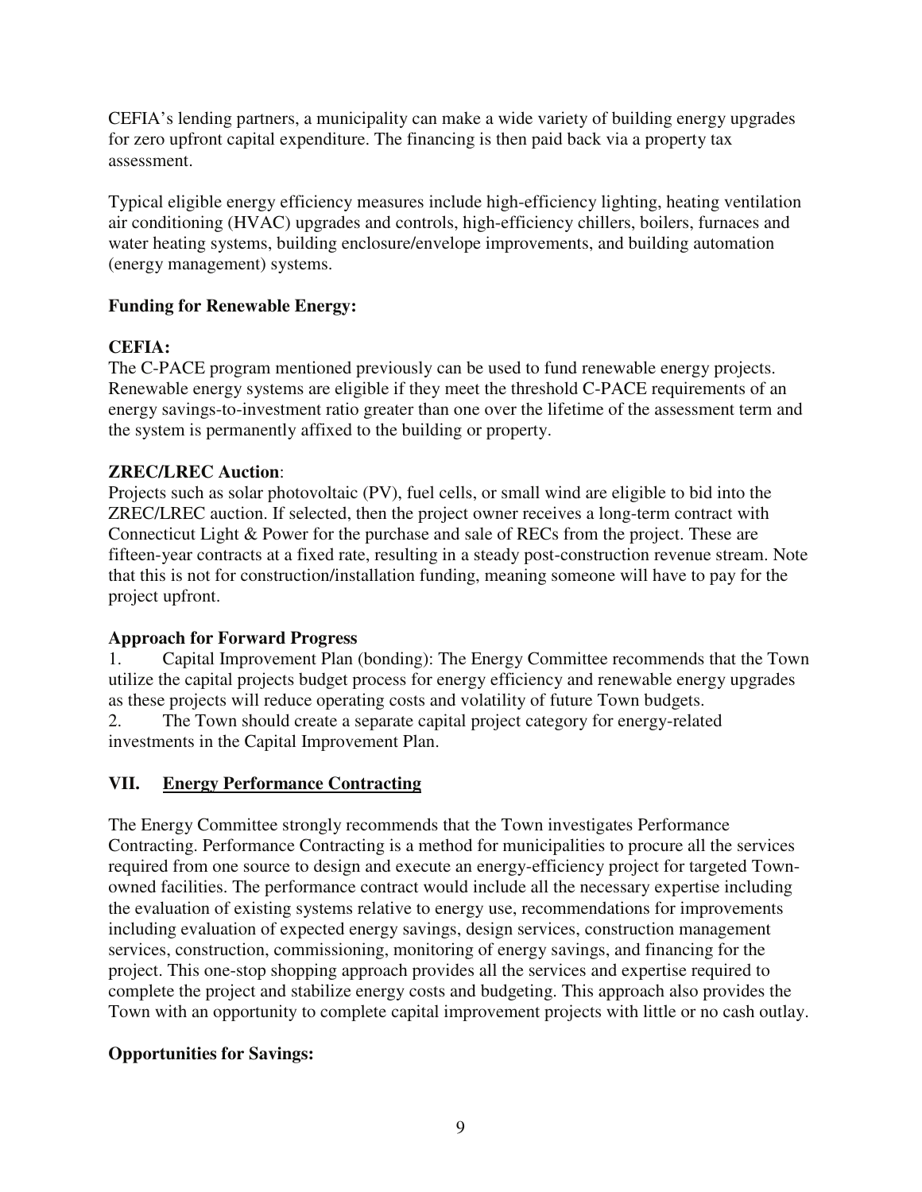CEFIA's lending partners, a municipality can make a wide variety of building energy upgrades for zero upfront capital expenditure. The financing is then paid back via a property tax assessment.

Typical eligible energy efficiency measures include high-efficiency lighting, heating ventilation air conditioning (HVAC) upgrades and controls, high-efficiency chillers, boilers, furnaces and water heating systems, building enclosure/envelope improvements, and building automation (energy management) systems.

**Funding for Renewable Energy:**

**CEFIA:**

The C-PACE program mentioned previously can be used to fund renewable energy projects. Renewable energy systems are eligible if they meet the threshold C-PACE requirements of an energy savings-to-investment ratio greater than one over the lifetime of the assessment term and the system is permanently affixed to the building or property.

**ZREC/LREC Auction**:

Projects such as solar photovoltaic (PV), fuel cells, or small wind are eligible to bid into the ZREC/LREC auction. If selected, then the project owner receives a long-term contract with Connecticut Light & Power for the purchase and sale of RECs from the project. These are fifteen-year contracts at a fixed rate, resulting in a steady post-construction revenue stream. Note that this is not for construction/installation funding, meaning someone will have to pay for the project upfront.

**Approach for Forward Progress**

1. Capital Improvement Plan (bonding): The Energy Committee recommends that the Town utilize the capital projects budget process for energy efficiency and renewable energy upgrades as these projects will reduce operating costs and volatility of future Town budgets.
2. The Town should create a separate capital project category for energy-related investments in the Capital Improvement Plan.

## VII. Energy Performance Contracting

The Energy Committee strongly recommends that the Town investigates Performance Contracting. Performance Contracting is a method for municipalities to procure all the services required from one source to design and execute an energy-efficiency project for targeted Town-owned facilities. The performance contract would include all the necessary expertise including the evaluation of existing systems relative to energy use, recommendations for improvements including evaluation of expected energy savings, design services, construction management services, construction, commissioning, monitoring of energy savings, and financing for the project. This one-stop shopping approach provides all the services and expertise required to complete the project and stabilize energy costs and budgeting. This approach also provides the Town with an opportunity to complete capital improvement projects with little or no cash outlay.

**Opportunities for Savings:**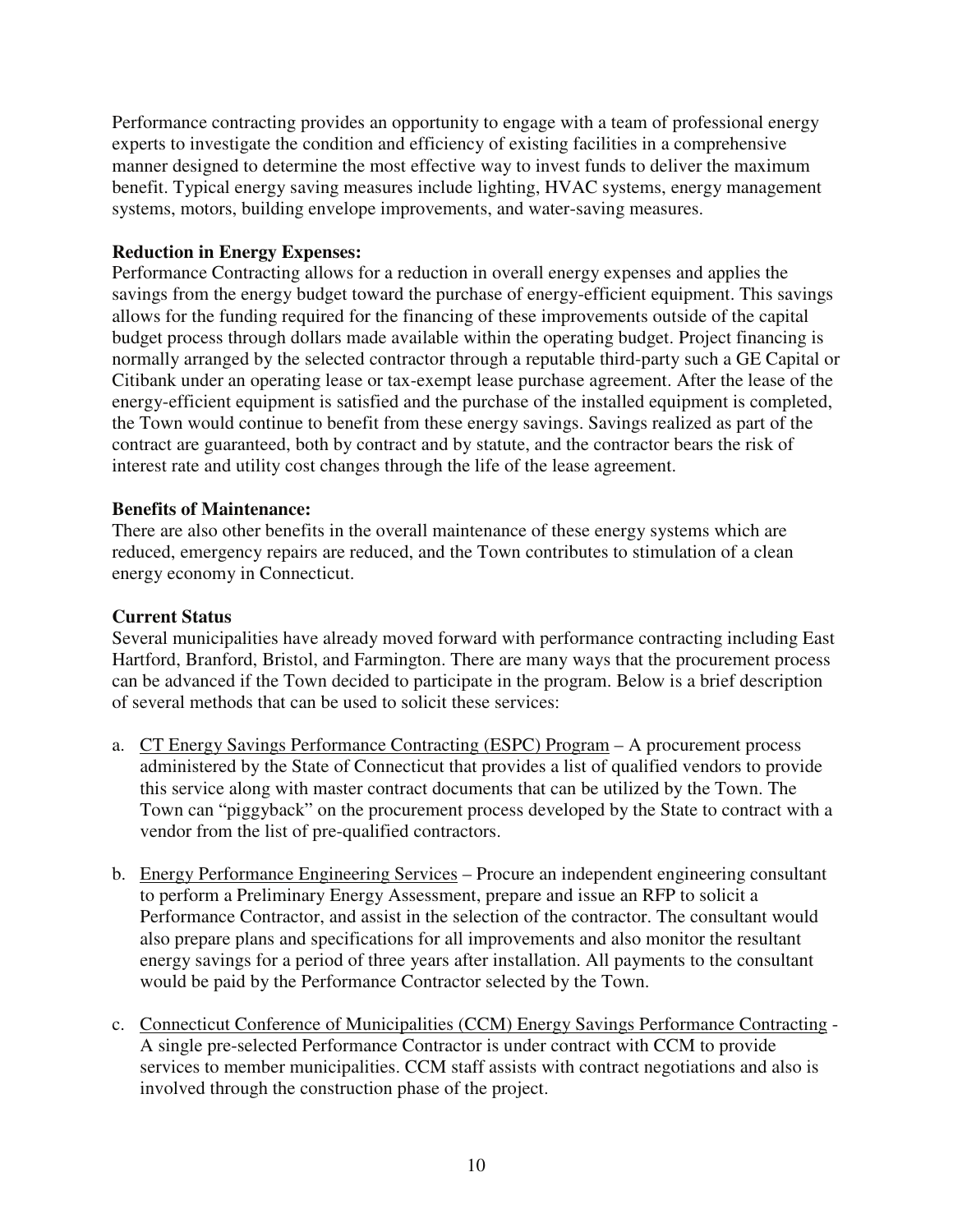Performance contracting provides an opportunity to engage with a team of professional energy experts to investigate the condition and efficiency of existing facilities in a comprehensive manner designed to determine the most effective way to invest funds to deliver the maximum benefit. Typical energy saving measures include lighting, HVAC systems, energy management systems, motors, building envelope improvements, and water-saving measures.

**Reduction in Energy Expenses:**
Performance Contracting allows for a reduction in overall energy expenses and applies the savings from the energy budget toward the purchase of energy-efficient equipment. This savings allows for the funding required for the financing of these improvements outside of the capital budget process through dollars made available within the operating budget. Project financing is normally arranged by the selected contractor through a reputable third-party such a GE Capital or Citibank under an operating lease or tax-exempt lease purchase agreement. After the lease of the energy-efficient equipment is satisfied and the purchase of the installed equipment is completed, the Town would continue to benefit from these energy savings. Savings realized as part of the contract are guaranteed, both by contract and by statute, and the contractor bears the risk of interest rate and utility cost changes through the life of the lease agreement.

**Benefits of Maintenance:**
There are also other benefits in the overall maintenance of these energy systems which are reduced, emergency repairs are reduced, and the Town contributes to stimulation of a clean energy economy in Connecticut.

**Current Status**
Several municipalities have already moved forward with performance contracting including East Hartford, Branford, Bristol, and Farmington. There are many ways that the procurement process can be advanced if the Town decided to participate in the program. Below is a brief description of several methods that can be used to solicit these services:

a. CT Energy Savings Performance Contracting (ESPC) Program – A procurement process administered by the State of Connecticut that provides a list of qualified vendors to provide this service along with master contract documents that can be utilized by the Town. The Town can "piggyback" on the procurement process developed by the State to contract with a vendor from the list of pre-qualified contractors.

b. Energy Performance Engineering Services – Procure an independent engineering consultant to perform a Preliminary Energy Assessment, prepare and issue an RFP to solicit a Performance Contractor, and assist in the selection of the contractor. The consultant would also prepare plans and specifications for all improvements and also monitor the resultant energy savings for a period of three years after installation. All payments to the consultant would be paid by the Performance Contractor selected by the Town.

c. Connecticut Conference of Municipalities (CCM) Energy Savings Performance Contracting - A single pre-selected Performance Contractor is under contract with CCM to provide services to member municipalities. CCM staff assists with contract negotiations and also is involved through the construction phase of the project.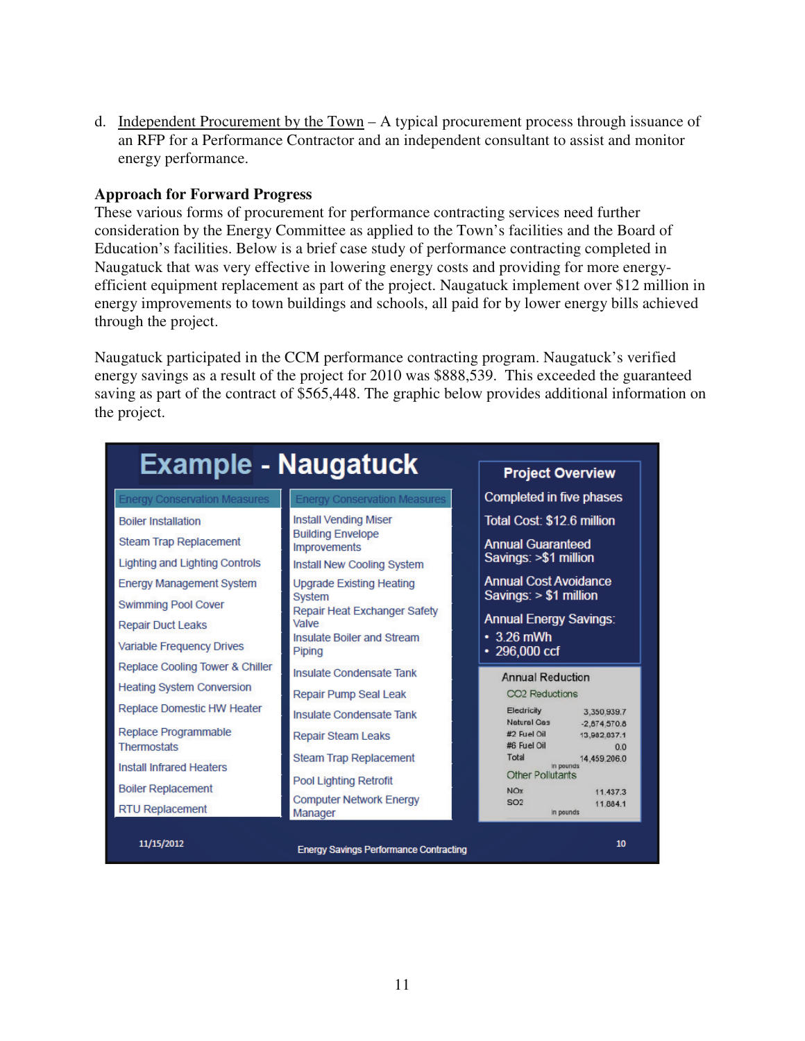d. <u>Independent Procurement by the Town</u> – A typical procurement process through issuance of an RFP for a Performance Contractor and an independent consultant to assist and monitor energy performance.

**Approach for Forward Progress**

These various forms of procurement for performance contracting services need further consideration by the Energy Committee as applied to the Town's facilities and the Board of Education's facilities. Below is a brief case study of performance contracting completed in Naugatuck that was very effective in lowering energy costs and providing for more energy-efficient equipment replacement as part of the project. Naugatuck implement over $12 million in energy improvements to town buildings and schools, all paid for by lower energy bills achieved through the project.

Naugatuck participated in the CCM performance contracting program. Naugatuck's verified energy savings as a result of the project for 2010 was $888,539. This exceeded the guaranteed saving as part of the contract of $565,448. The graphic below provides additional information on the project.

## Example - Naugatuck

| Energy Conservation Measures | Energy Conservation Measures |
|---|---|
| Boiler Installation | Install Vending Miser |
| Steam Trap Replacement | Building Envelope Improvements |
| Lighting and Lighting Controls | Install New Cooling System |
| Energy Management System | Upgrade Existing Heating System |
| Swimming Pool Cover | Repair Heat Exchanger Safety Valve |
| Repair Duct Leaks | Insulate Boiler and Stream Piping |
| Variable Frequency Drives | Insulate Condensate Tank |
| Replace Cooling Tower & Chiller | Repair Pump Seal Leak |
| Heating System Conversion | Insulate Condensate Tank |
| Replace Domestic HW Heater | Repair Steam Leaks |
| Replace Programmable Thermostats | Steam Trap Replacement |
| Install Infrared Heaters | Pool Lighting Retrofit |
| Boiler Replacement | Computer Network Energy Manager |
| RTU Replacement | |

**Project Overview**

- Completed in five phases
- Total Cost: $12.6 million
- Annual Guaranteed Savings: >$1 million
- Annual Cost Avoidance Savings: > $1 million
- Annual Energy Savings:
  - 3.26 mWh
  - 296,000 ccf

**Annual Reduction**

$CO_2$ Reductions

| Source | Amount |
|---|---|
| Electricity | 3,350,939.7 |
| Natural Gas | -2,874,570.8 |
| #2 Fuel Oil | 13,982,837.1 |
| #6 Fuel Oil | 0.0 |
| Total | 14,459,206.0 |

in pounds

Other Pollutants

| Pollutant | Amount |
|---|---|
| $NO_x$ | 11,437.3 |
| $SO_2$ | 11,884.1 |

in pounds

11/15/2012 — Energy Savings Performance Contracting — 10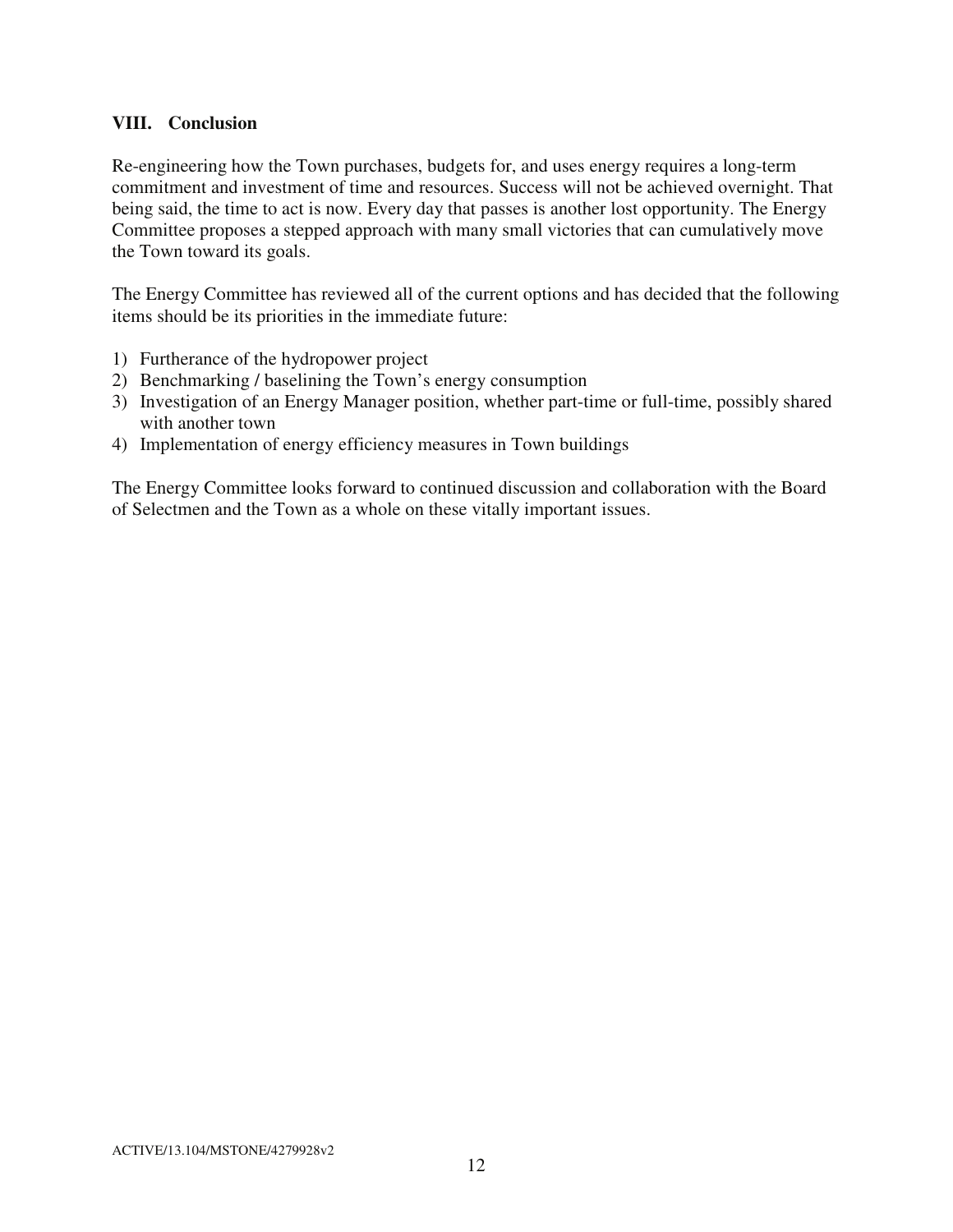## VIII. Conclusion

Re-engineering how the Town purchases, budgets for, and uses energy requires a long-term commitment and investment of time and resources. Success will not be achieved overnight. That being said, the time to act is now. Every day that passes is another lost opportunity. The Energy Committee proposes a stepped approach with many small victories that can cumulatively move the Town toward its goals.

The Energy Committee has reviewed all of the current options and has decided that the following items should be its priorities in the immediate future:

1) Furtherance of the hydropower project
2) Benchmarking / baselining the Town's energy consumption
3) Investigation of an Energy Manager position, whether part-time or full-time, possibly shared with another town
4) Implementation of energy efficiency measures in Town buildings

The Energy Committee looks forward to continued discussion and collaboration with the Board of Selectmen and the Town as a whole on these vitally important issues.

ACTIVE/13.104/MSTONE/4279928v2